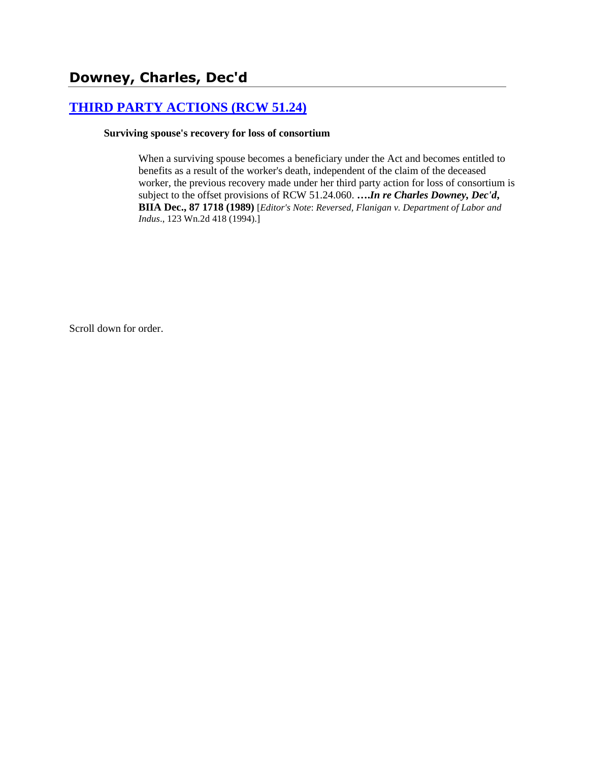## Downey, Charles, Dec'd

### [THIRD PARTY ACTIONS (RCW 51.24)]

**Surviving spouse's recovery for loss of consortium**

> When a surviving spouse becomes a beneficiary under the Act and becomes entitled to benefits as a result of the worker's death, independent of the claim of the deceased worker, the previous recovery made under her third party action for loss of consortium is subject to the offset provisions of RCW 51.24.060. **….*In re Charles Downey, Dec'd*, BIIA Dec., 87 1718 (1989)** [*Editor's Note*: *Reversed, Flanigan v. Department of Labor and Indus*., 123 Wn.2d 418 (1994).]

Scroll down for order.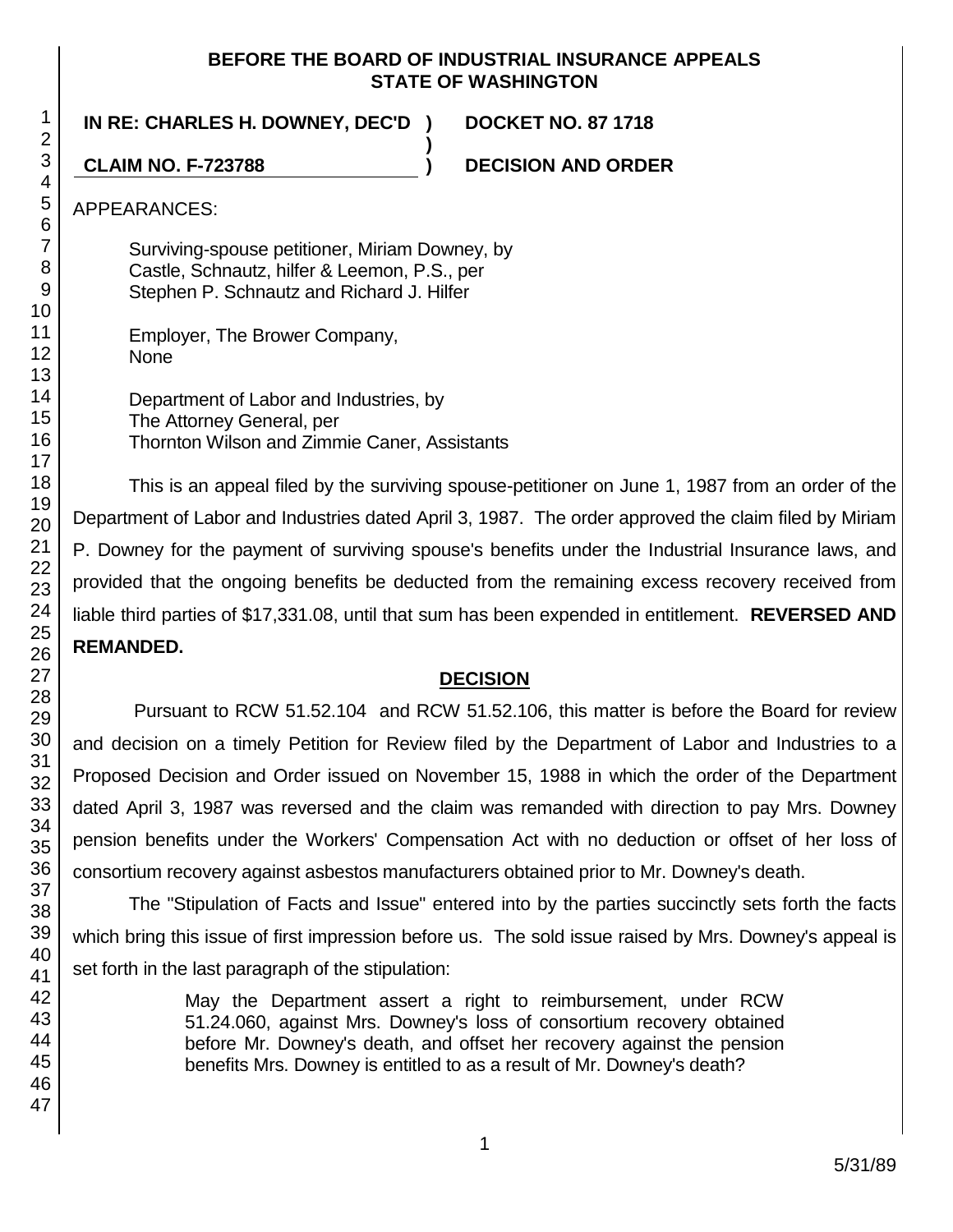**BEFORE THE BOARD OF INDUSTRIAL INSURANCE APPEALS**
**STATE OF WASHINGTON**

**IN RE: CHARLES H. DOWNEY, DEC'D ) DOCKET NO. 87 1718**
**)**
**CLAIM NO. F-723788 ) DECISION AND ORDER**

APPEARANCES:

Surviving-spouse petitioner, Miriam Downey, by
Castle, Schnautz, hilfer & Leemon, P.S., per
Stephen P. Schnautz and Richard J. Hilfer

Employer, The Brower Company,
None

Department of Labor and Industries, by
The Attorney General, per
Thornton Wilson and Zimmie Caner, Assistants

This is an appeal filed by the surviving spouse-petitioner on June 1, 1987 from an order of the Department of Labor and Industries dated April 3, 1987. The order approved the claim filed by Miriam P. Downey for the payment of surviving spouse's benefits under the Industrial Insurance laws, and provided that the ongoing benefits be deducted from the remaining excess recovery received from liable third parties of $17,331.08, until that sum has been expended in entitlement. **REVERSED AND REMANDED.**

## DECISION

Pursuant to RCW 51.52.104 and RCW 51.52.106, this matter is before the Board for review and decision on a timely Petition for Review filed by the Department of Labor and Industries to a Proposed Decision and Order issued on November 15, 1988 in which the order of the Department dated April 3, 1987 was reversed and the claim was remanded with direction to pay Mrs. Downey pension benefits under the Workers' Compensation Act with no deduction or offset of her loss of consortium recovery against asbestos manufacturers obtained prior to Mr. Downey's death.

The "Stipulation of Facts and Issue" entered into by the parties succinctly sets forth the facts which bring this issue of first impression before us. The sold issue raised by Mrs. Downey's appeal is set forth in the last paragraph of the stipulation:

> May the Department assert a right to reimbursement, under RCW 51.24.060, against Mrs. Downey's loss of consortium recovery obtained before Mr. Downey's death, and offset her recovery against the pension benefits Mrs. Downey is entitled to as a result of Mr. Downey's death?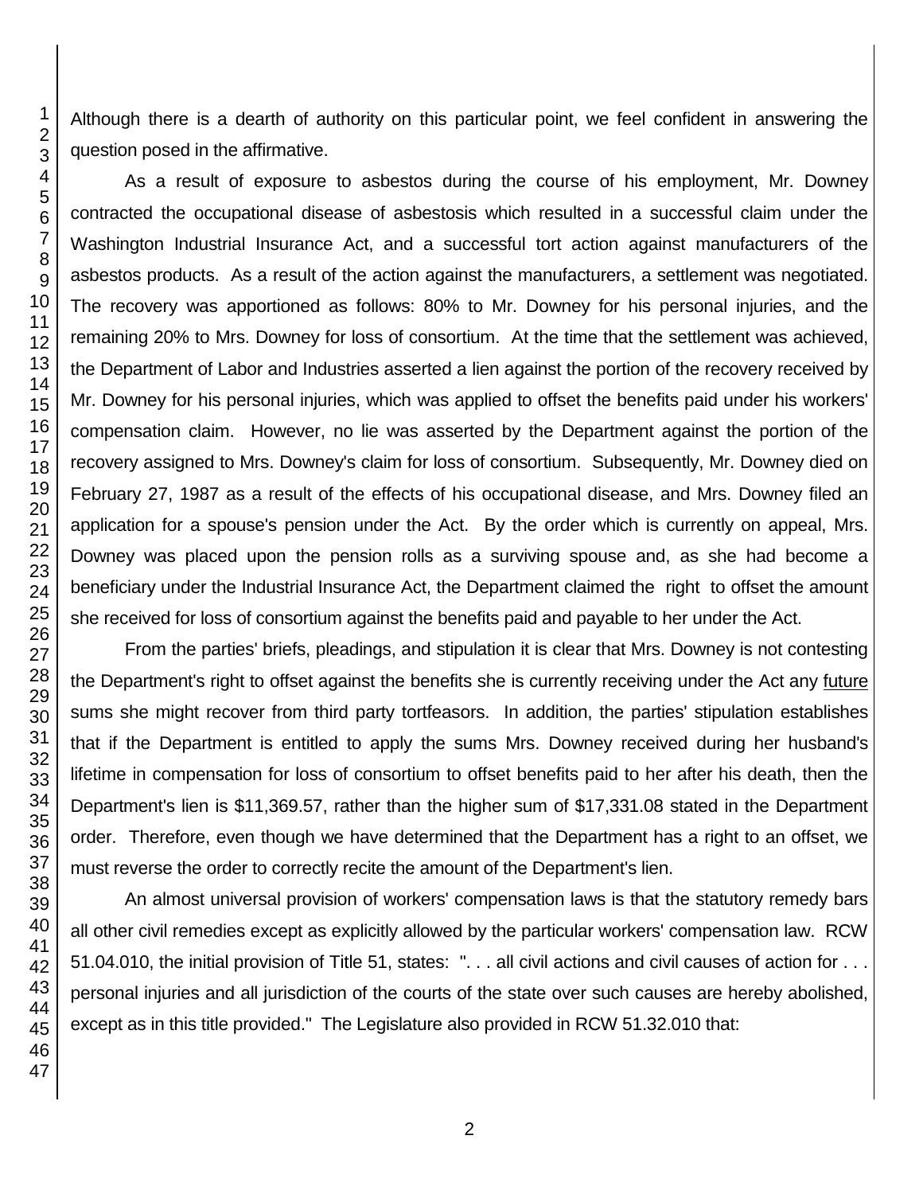Although there is a dearth of authority on this particular point, we feel confident in answering the question posed in the affirmative.

As a result of exposure to asbestos during the course of his employment, Mr. Downey contracted the occupational disease of asbestosis which resulted in a successful claim under the Washington Industrial Insurance Act, and a successful tort action against manufacturers of the asbestos products. As a result of the action against the manufacturers, a settlement was negotiated. The recovery was apportioned as follows: 80% to Mr. Downey for his personal injuries, and the remaining 20% to Mrs. Downey for loss of consortium. At the time that the settlement was achieved, the Department of Labor and Industries asserted a lien against the portion of the recovery received by Mr. Downey for his personal injuries, which was applied to offset the benefits paid under his workers' compensation claim. However, no lie was asserted by the Department against the portion of the recovery assigned to Mrs. Downey's claim for loss of consortium. Subsequently, Mr. Downey died on February 27, 1987 as a result of the effects of his occupational disease, and Mrs. Downey filed an application for a spouse's pension under the Act. By the order which is currently on appeal, Mrs. Downey was placed upon the pension rolls as a surviving spouse and, as she had become a beneficiary under the Industrial Insurance Act, the Department claimed the right to offset the amount she received for loss of consortium against the benefits paid and payable to her under the Act.

From the parties' briefs, pleadings, and stipulation it is clear that Mrs. Downey is not contesting the Department's right to offset against the benefits she is currently receiving under the Act any future sums she might recover from third party tortfeasors. In addition, the parties' stipulation establishes that if the Department is entitled to apply the sums Mrs. Downey received during her husband's lifetime in compensation for loss of consortium to offset benefits paid to her after his death, then the Department's lien is $11,369.57, rather than the higher sum of $17,331.08 stated in the Department order. Therefore, even though we have determined that the Department has a right to an offset, we must reverse the order to correctly recite the amount of the Department's lien.

An almost universal provision of workers' compensation laws is that the statutory remedy bars all other civil remedies except as explicitly allowed by the particular workers' compensation law. RCW 51.04.010, the initial provision of Title 51, states: ". . . all civil actions and civil causes of action for . . . personal injuries and all jurisdiction of the courts of the state over such causes are hereby abolished, except as in this title provided." The Legislature also provided in RCW 51.32.010 that: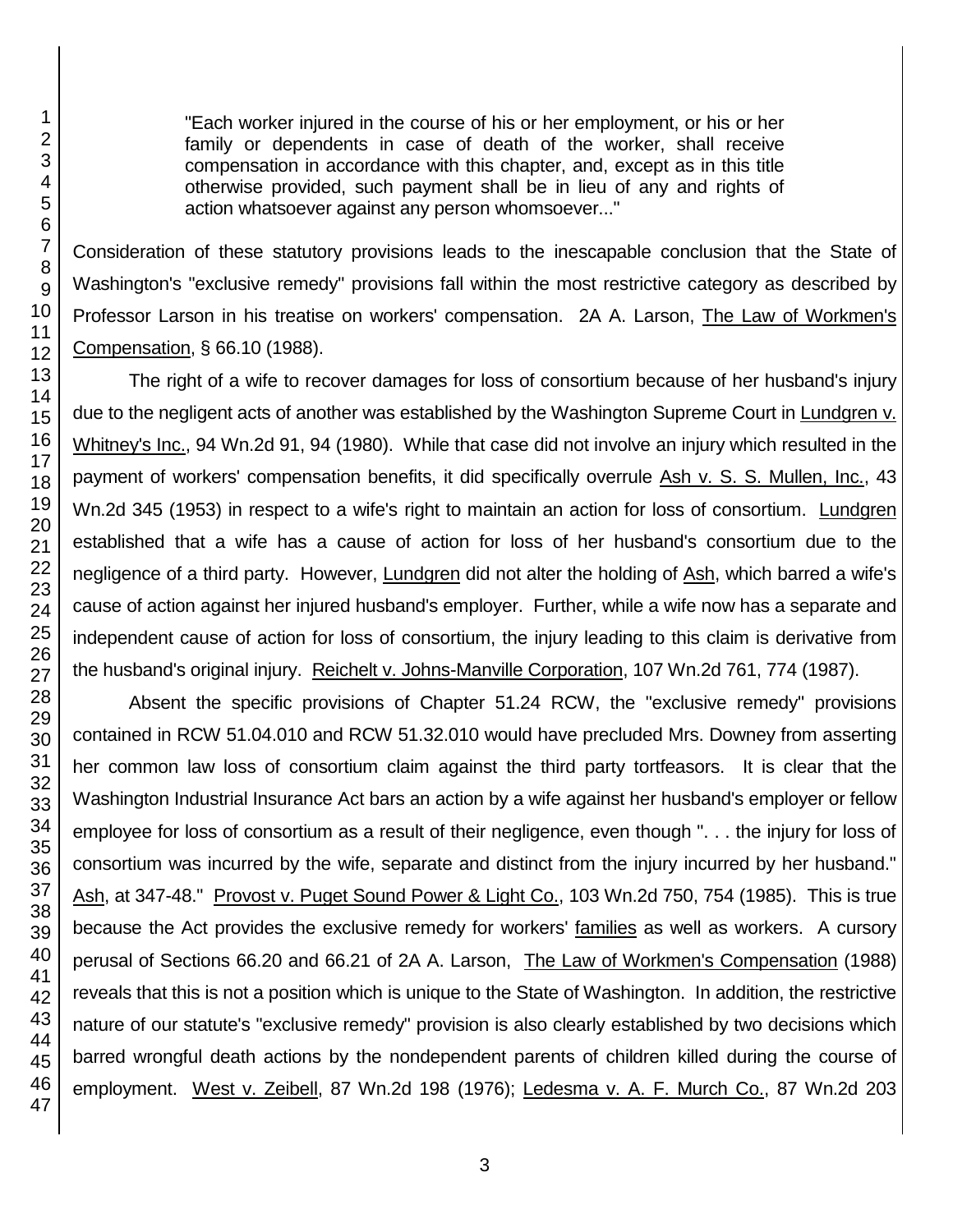> "Each worker injured in the course of his or her employment, or his or her family or dependents in case of death of the worker, shall receive compensation in accordance with this chapter, and, except as in this title otherwise provided, such payment shall be in lieu of any and rights of action whatsoever against any person whomsoever..."

Consideration of these statutory provisions leads to the inescapable conclusion that the State of Washington's "exclusive remedy" provisions fall within the most restrictive category as described by Professor Larson in his treatise on workers' compensation. 2A A. Larson, The Law of Workmen's Compensation, § 66.10 (1988).

The right of a wife to recover damages for loss of consortium because of her husband's injury due to the negligent acts of another was established by the Washington Supreme Court in Lundgren v. Whitney's Inc., 94 Wn.2d 91, 94 (1980). While that case did not involve an injury which resulted in the payment of workers' compensation benefits, it did specifically overrule Ash v. S. S. Mullen, Inc., 43 Wn.2d 345 (1953) in respect to a wife's right to maintain an action for loss of consortium. Lundgren established that a wife has a cause of action for loss of her husband's consortium due to the negligence of a third party. However, Lundgren did not alter the holding of Ash, which barred a wife's cause of action against her injured husband's employer. Further, while a wife now has a separate and independent cause of action for loss of consortium, the injury leading to this claim is derivative from the husband's original injury. Reichelt v. Johns-Manville Corporation, 107 Wn.2d 761, 774 (1987).

Absent the specific provisions of Chapter 51.24 RCW, the "exclusive remedy" provisions contained in RCW 51.04.010 and RCW 51.32.010 would have precluded Mrs. Downey from asserting her common law loss of consortium claim against the third party tortfeasors. It is clear that the Washington Industrial Insurance Act bars an action by a wife against her husband's employer or fellow employee for loss of consortium as a result of their negligence, even though ". . . the injury for loss of consortium was incurred by the wife, separate and distinct from the injury incurred by her husband." Ash, at 347-48." Provost v. Puget Sound Power & Light Co., 103 Wn.2d 750, 754 (1985). This is true because the Act provides the exclusive remedy for workers' families as well as workers. A cursory perusal of Sections 66.20 and 66.21 of 2A A. Larson, The Law of Workmen's Compensation (1988) reveals that this is not a position which is unique to the State of Washington. In addition, the restrictive nature of our statute's "exclusive remedy" provision is also clearly established by two decisions which barred wrongful death actions by the nondependent parents of children killed during the course of employment. West v. Zeibell, 87 Wn.2d 198 (1976); Ledesma v. A. F. Murch Co., 87 Wn.2d 203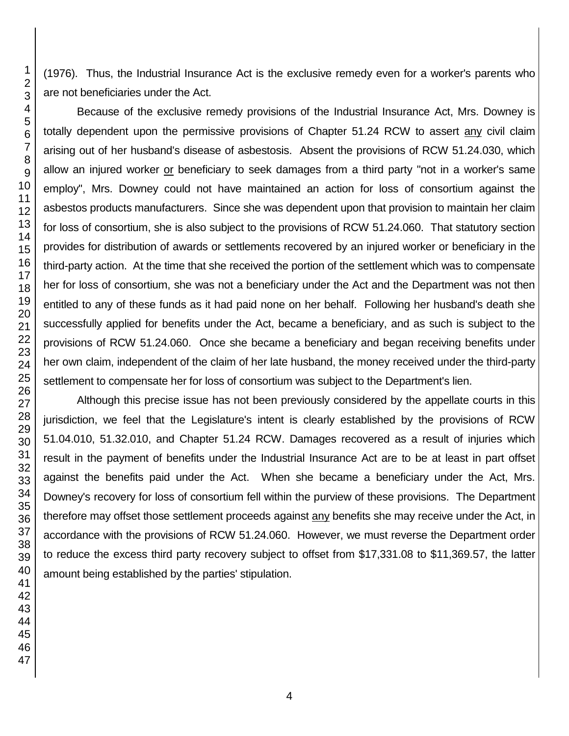(1976). Thus, the Industrial Insurance Act is the exclusive remedy even for a worker's parents who are not beneficiaries under the Act.

Because of the exclusive remedy provisions of the Industrial Insurance Act, Mrs. Downey is totally dependent upon the permissive provisions of Chapter 51.24 RCW to assert any civil claim arising out of her husband's disease of asbestosis. Absent the provisions of RCW 51.24.030, which allow an injured worker or beneficiary to seek damages from a third party "not in a worker's same employ", Mrs. Downey could not have maintained an action for loss of consortium against the asbestos products manufacturers. Since she was dependent upon that provision to maintain her claim for loss of consortium, she is also subject to the provisions of RCW 51.24.060. That statutory section provides for distribution of awards or settlements recovered by an injured worker or beneficiary in the third-party action. At the time that she received the portion of the settlement which was to compensate her for loss of consortium, she was not a beneficiary under the Act and the Department was not then entitled to any of these funds as it had paid none on her behalf. Following her husband's death she successfully applied for benefits under the Act, became a beneficiary, and as such is subject to the provisions of RCW 51.24.060. Once she became a beneficiary and began receiving benefits under her own claim, independent of the claim of her late husband, the money received under the third-party settlement to compensate her for loss of consortium was subject to the Department's lien.

Although this precise issue has not been previously considered by the appellate courts in this jurisdiction, we feel that the Legislature's intent is clearly established by the provisions of RCW 51.04.010, 51.32.010, and Chapter 51.24 RCW. Damages recovered as a result of injuries which result in the payment of benefits under the Industrial Insurance Act are to be at least in part offset against the benefits paid under the Act. When she became a beneficiary under the Act, Mrs. Downey's recovery for loss of consortium fell within the purview of these provisions. The Department therefore may offset those settlement proceeds against any benefits she may receive under the Act, in accordance with the provisions of RCW 51.24.060. However, we must reverse the Department order to reduce the excess third party recovery subject to offset from $17,331.08 to $11,369.57, the latter amount being established by the parties' stipulation.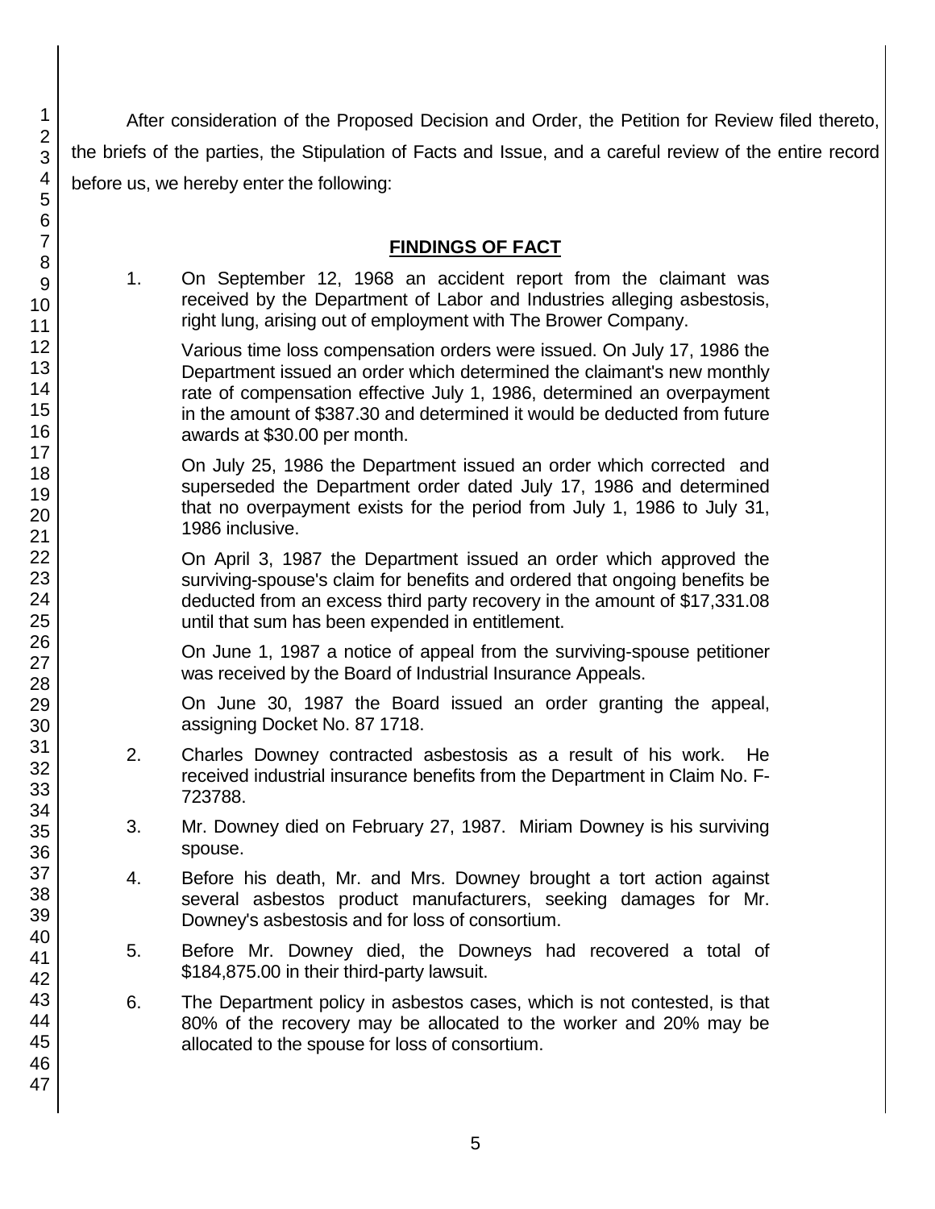After consideration of the Proposed Decision and Order, the Petition for Review filed thereto, the briefs of the parties, the Stipulation of Facts and Issue, and a careful review of the entire record before us, we hereby enter the following:

## FINDINGS OF FACT

1. On September 12, 1968 an accident report from the claimant was received by the Department of Labor and Industries alleging asbestosis, right lung, arising out of employment with The Brower Company.

   Various time loss compensation orders were issued. On July 17, 1986 the Department issued an order which determined the claimant's new monthly rate of compensation effective July 1, 1986, determined an overpayment in the amount of $387.30 and determined it would be deducted from future awards at $30.00 per month.

   On July 25, 1986 the Department issued an order which corrected and superseded the Department order dated July 17, 1986 and determined that no overpayment exists for the period from July 1, 1986 to July 31, 1986 inclusive.

   On April 3, 1987 the Department issued an order which approved the surviving-spouse's claim for benefits and ordered that ongoing benefits be deducted from an excess third party recovery in the amount of $17,331.08 until that sum has been expended in entitlement.

   On June 1, 1987 a notice of appeal from the surviving-spouse petitioner was received by the Board of Industrial Insurance Appeals.

   On June 30, 1987 the Board issued an order granting the appeal, assigning Docket No. 87 1718.

2. Charles Downey contracted asbestosis as a result of his work. He received industrial insurance benefits from the Department in Claim No. F-723788.

3. Mr. Downey died on February 27, 1987. Miriam Downey is his surviving spouse.

4. Before his death, Mr. and Mrs. Downey brought a tort action against several asbestos product manufacturers, seeking damages for Mr. Downey's asbestosis and for loss of consortium.

5. Before Mr. Downey died, the Downeys had recovered a total of $184,875.00 in their third-party lawsuit.

6. The Department policy in asbestos cases, which is not contested, is that 80% of the recovery may be allocated to the worker and 20% may be allocated to the spouse for loss of consortium.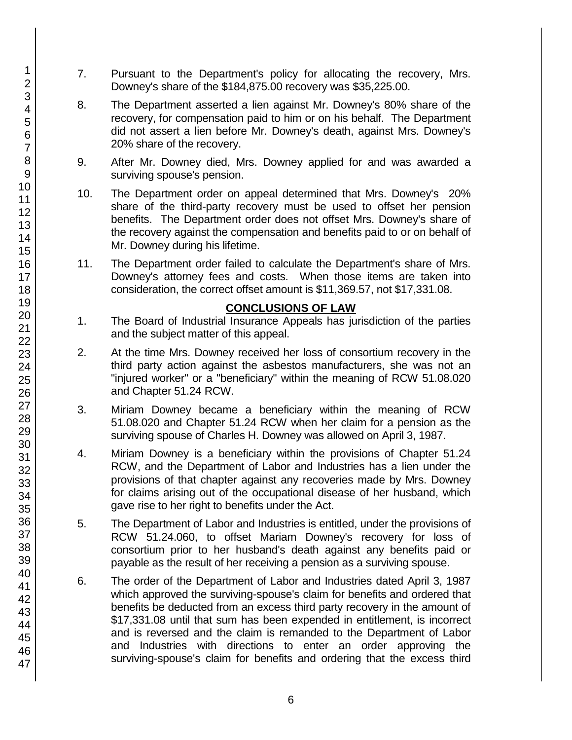7. Pursuant to the Department's policy for allocating the recovery, Mrs. Downey's share of the $184,875.00 recovery was $35,225.00.

8. The Department asserted a lien against Mr. Downey's 80% share of the recovery, for compensation paid to him or on his behalf. The Department did not assert a lien before Mr. Downey's death, against Mrs. Downey's 20% share of the recovery.

9. After Mr. Downey died, Mrs. Downey applied for and was awarded a surviving spouse's pension.

10. The Department order on appeal determined that Mrs. Downey's 20% share of the third-party recovery must be used to offset her pension benefits. The Department order does not offset Mrs. Downey's share of the recovery against the compensation and benefits paid to or on behalf of Mr. Downey during his lifetime.

11. The Department order failed to calculate the Department's share of Mrs. Downey's attorney fees and costs. When those items are taken into consideration, the correct offset amount is $11,369.57, not $17,331.08.

## CONCLUSIONS OF LAW

1. The Board of Industrial Insurance Appeals has jurisdiction of the parties and the subject matter of this appeal.

2. At the time Mrs. Downey received her loss of consortium recovery in the third party action against the asbestos manufacturers, she was not an "injured worker" or a "beneficiary" within the meaning of RCW 51.08.020 and Chapter 51.24 RCW.

3. Miriam Downey became a beneficiary within the meaning of RCW 51.08.020 and Chapter 51.24 RCW when her claim for a pension as the surviving spouse of Charles H. Downey was allowed on April 3, 1987.

4. Miriam Downey is a beneficiary within the provisions of Chapter 51.24 RCW, and the Department of Labor and Industries has a lien under the provisions of that chapter against any recoveries made by Mrs. Downey for claims arising out of the occupational disease of her husband, which gave rise to her right to benefits under the Act.

5. The Department of Labor and Industries is entitled, under the provisions of RCW 51.24.060, to offset Mariam Downey's recovery for loss of consortium prior to her husband's death against any benefits paid or payable as the result of her receiving a pension as a surviving spouse.

6. The order of the Department of Labor and Industries dated April 3, 1987 which approved the surviving-spouse's claim for benefits and ordered that benefits be deducted from an excess third party recovery in the amount of $17,331.08 until that sum has been expended in entitlement, is incorrect and is reversed and the claim is remanded to the Department of Labor and Industries with directions to enter an order approving the surviving-spouse's claim for benefits and ordering that the excess third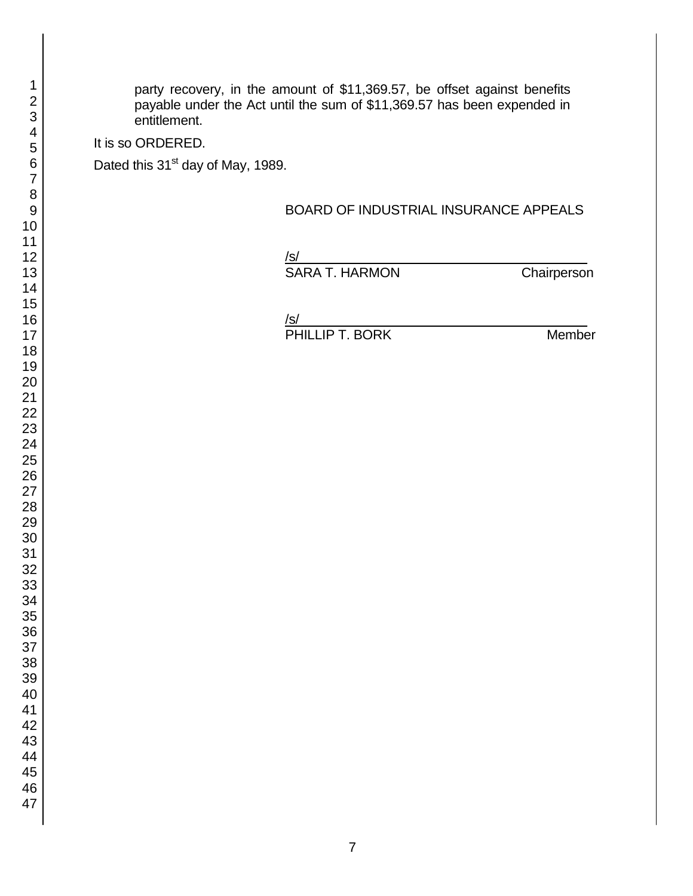party recovery, in the amount of $11,369.57, be offset against benefits payable under the Act until the sum of $11,369.57 has been expended in entitlement.

It is so ORDERED.

Dated this 31st day of May, 1989.

BOARD OF INDUSTRIAL INSURANCE APPEALS

/s/
SARA T. HARMON Chairperson

/s/
PHILLIP T. BORK Member